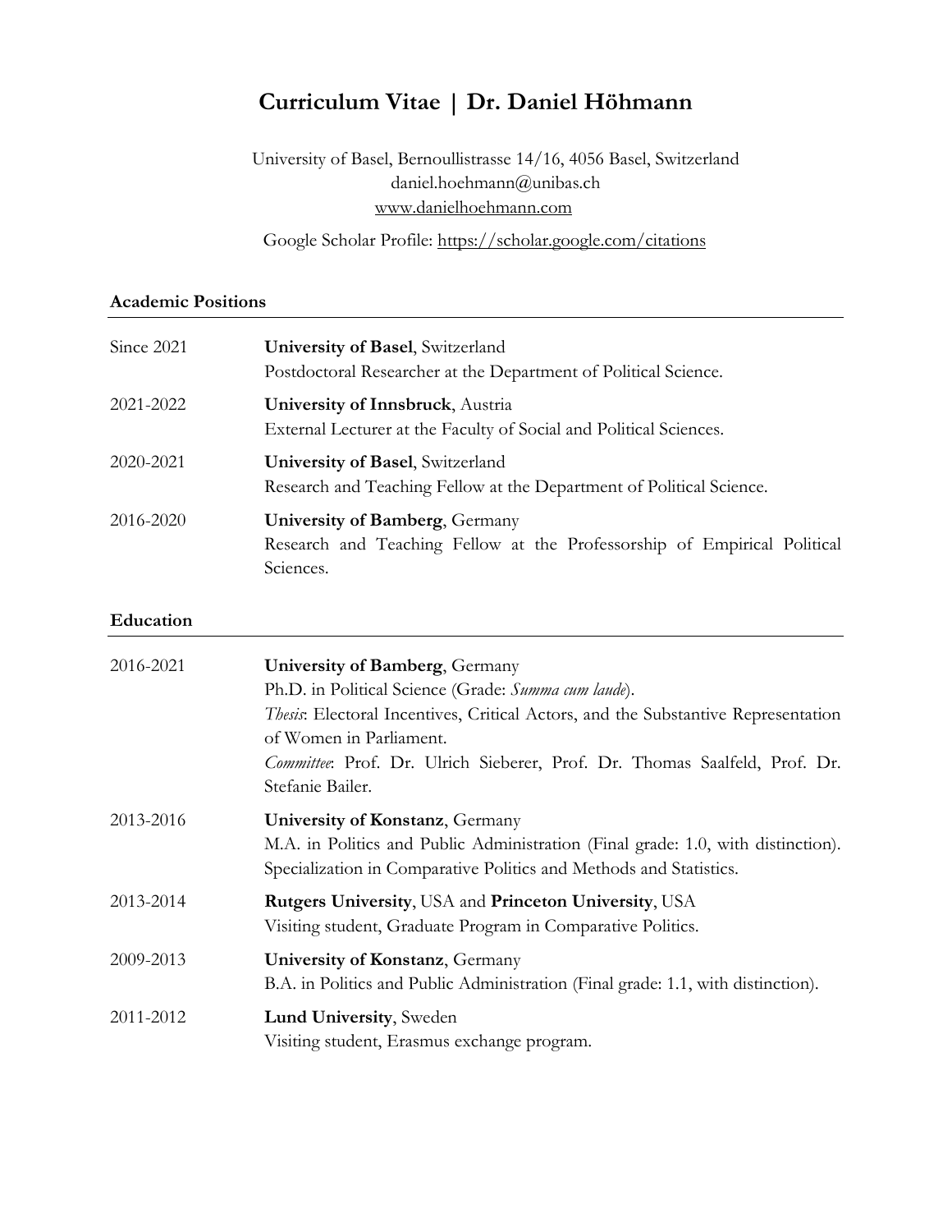# Curriculum Vitae | Dr. Daniel Höhmann

University of Basel, Bernoullistrasse 14/16, 4056 Basel, Switzerland
daniel.hoehmann@unibas.ch
www.danielhoehmann.com

Google Scholar Profile: https://scholar.google.com/citations

## Academic Positions

**Since 2021** — **University of Basel**, Switzerland
Postdoctoral Researcher at the Department of Political Science.

**2021-2022** — **University of Innsbruck**, Austria
External Lecturer at the Faculty of Social and Political Sciences.

**2020-2021** — **University of Basel**, Switzerland
Research and Teaching Fellow at the Department of Political Science.

**2016-2020** — **University of Bamberg**, Germany
Research and Teaching Fellow at the Professorship of Empirical Political Sciences.

## Education

**2016-2021** — **University of Bamberg**, Germany
Ph.D. in Political Science (Grade: *Summa cum laude*).
*Thesis*: Electoral Incentives, Critical Actors, and the Substantive Representation of Women in Parliament.
*Committee*: Prof. Dr. Ulrich Sieberer, Prof. Dr. Thomas Saalfeld, Prof. Dr. Stefanie Bailer.

**2013-2016** — **University of Konstanz**, Germany
M.A. in Politics and Public Administration (Final grade: 1.0, with distinction).
Specialization in Comparative Politics and Methods and Statistics.

**2013-2014** — **Rutgers University**, USA and **Princeton University**, USA
Visiting student, Graduate Program in Comparative Politics.

**2009-2013** — **University of Konstanz**, Germany
B.A. in Politics and Public Administration (Final grade: 1.1, with distinction).

**2011-2012** — **Lund University**, Sweden
Visiting student, Erasmus exchange program.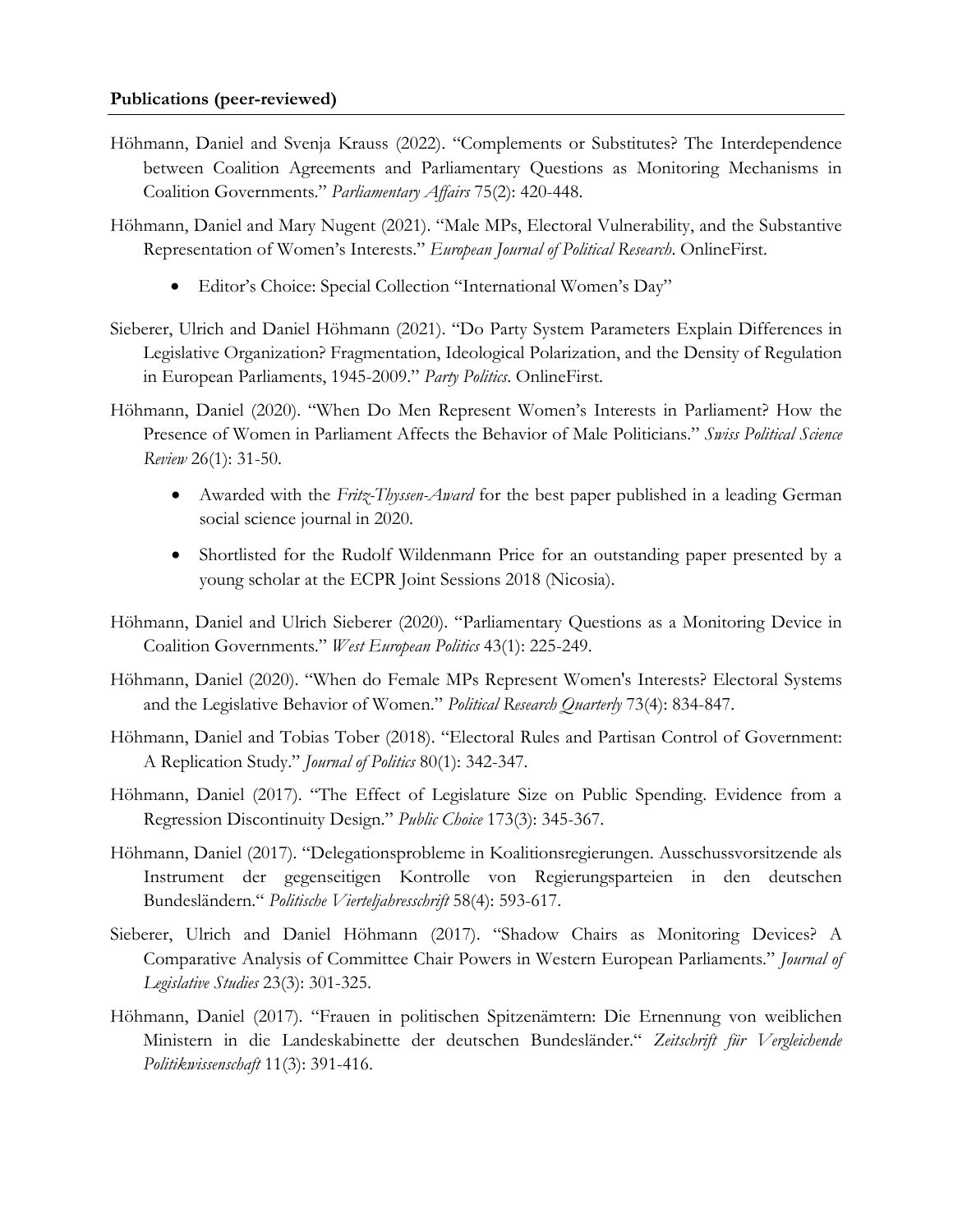**Publications (peer-reviewed)**

Höhmann, Daniel and Svenja Krauss (2022). "Complements or Substitutes? The Interdependence between Coalition Agreements and Parliamentary Questions as Monitoring Mechanisms in Coalition Governments." *Parliamentary Affairs* 75(2): 420-448.

Höhmann, Daniel and Mary Nugent (2021). "Male MPs, Electoral Vulnerability, and the Substantive Representation of Women's Interests." *European Journal of Political Research*. OnlineFirst.

- Editor's Choice: Special Collection "International Women's Day"

Sieberer, Ulrich and Daniel Höhmann (2021). "Do Party System Parameters Explain Differences in Legislative Organization? Fragmentation, Ideological Polarization, and the Density of Regulation in European Parliaments, 1945-2009." *Party Politics*. OnlineFirst.

Höhmann, Daniel (2020). "When Do Men Represent Women's Interests in Parliament? How the Presence of Women in Parliament Affects the Behavior of Male Politicians." *Swiss Political Science Review* 26(1): 31-50.

- Awarded with the *Fritz-Thyssen-Award* for the best paper published in a leading German social science journal in 2020.
- Shortlisted for the Rudolf Wildenmann Price for an outstanding paper presented by a young scholar at the ECPR Joint Sessions 2018 (Nicosia).

Höhmann, Daniel and Ulrich Sieberer (2020). "Parliamentary Questions as a Monitoring Device in Coalition Governments." *West European Politics* 43(1): 225-249.

Höhmann, Daniel (2020). "When do Female MPs Represent Women's Interests? Electoral Systems and the Legislative Behavior of Women." *Political Research Quarterly* 73(4): 834-847.

Höhmann, Daniel and Tobias Tober (2018). "Electoral Rules and Partisan Control of Government: A Replication Study." *Journal of Politics* 80(1): 342-347.

Höhmann, Daniel (2017). "The Effect of Legislature Size on Public Spending. Evidence from a Regression Discontinuity Design." *Public Choice* 173(3): 345-367.

Höhmann, Daniel (2017). "Delegationsprobleme in Koalitionsregierungen. Ausschussvorsitzende als Instrument der gegenseitigen Kontrolle von Regierungsparteien in den deutschen Bundesländern." *Politische Vierteljahresschrift* 58(4): 593-617.

Sieberer, Ulrich and Daniel Höhmann (2017). "Shadow Chairs as Monitoring Devices? A Comparative Analysis of Committee Chair Powers in Western European Parliaments." *Journal of Legislative Studies* 23(3): 301-325.

Höhmann, Daniel (2017). "Frauen in politischen Spitzenämtern: Die Ernennung von weiblichen Ministern in die Landeskabinette der deutschen Bundesländer." *Zeitschrift für Vergleichende Politikwissenschaft* 11(3): 391-416.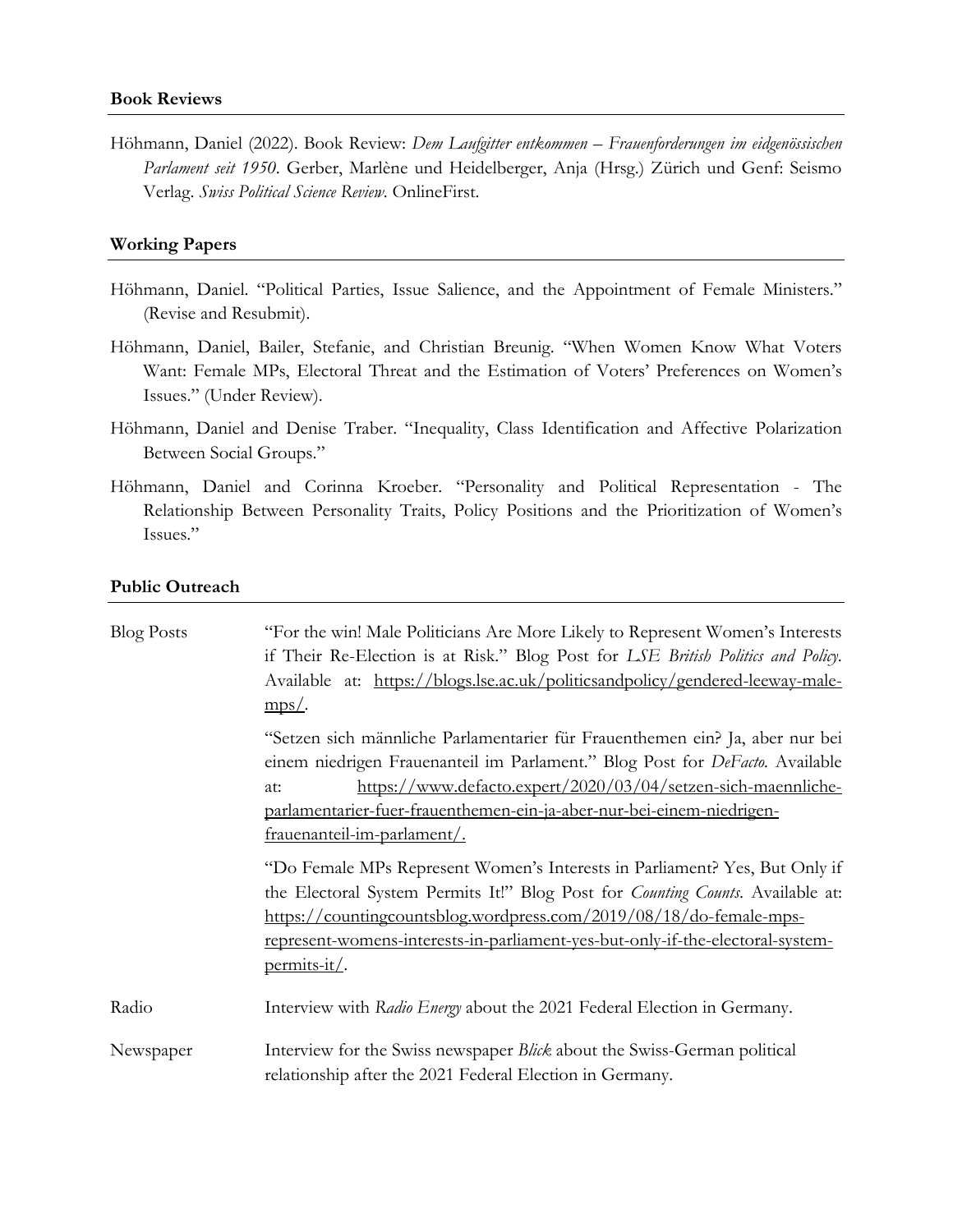### Book Reviews

Höhmann, Daniel (2022). Book Review: *Dem Laufgitter entkommen – Frauenforderungen im eidgenössischen Parlament seit 1950*. Gerber, Marlène und Heidelberger, Anja (Hrsg.) Zürich und Genf: Seismo Verlag. *Swiss Political Science Review*. OnlineFirst.

### Working Papers

Höhmann, Daniel. "Political Parties, Issue Salience, and the Appointment of Female Ministers." (Revise and Resubmit).

Höhmann, Daniel, Bailer, Stefanie, and Christian Breunig. "When Women Know What Voters Want: Female MPs, Electoral Threat and the Estimation of Voters' Preferences on Women's Issues." (Under Review).

Höhmann, Daniel and Denise Traber. "Inequality, Class Identification and Affective Polarization Between Social Groups."

Höhmann, Daniel and Corinna Kroeber. "Personality and Political Representation - The Relationship Between Personality Traits, Policy Positions and the Prioritization of Women's Issues."

### Public Outreach

| | |
|---|---|
| Blog Posts | "For the win! Male Politicians Are More Likely to Represent Women's Interests if Their Re-Election is at Risk." Blog Post for *LSE British Politics and Policy*. Available at: https://blogs.lse.ac.uk/politicsandpolicy/gendered-leeway-male-mps/. |
| | "Setzen sich männliche Parlamentarier für Frauenthemen ein? Ja, aber nur bei einem niedrigen Frauenanteil im Parlament." Blog Post for *DeFacto*. Available at: https://www.defacto.expert/2020/03/04/setzen-sich-maennliche-parlamentarier-fuer-frauenthemen-ein-ja-aber-nur-bei-einem-niedrigen-frauenanteil-im-parlament/. |
| | "Do Female MPs Represent Women's Interests in Parliament? Yes, But Only if the Electoral System Permits It!" Blog Post for *Counting Counts*. Available at: https://countingcountsblog.wordpress.com/2019/08/18/do-female-mps-represent-womens-interests-in-parliament-yes-but-only-if-the-electoral-system-permits-it/. |
| Radio | Interview with *Radio Energy* about the 2021 Federal Election in Germany. |
| Newspaper | Interview for the Swiss newspaper *Blick* about the Swiss-German political relationship after the 2021 Federal Election in Germany. |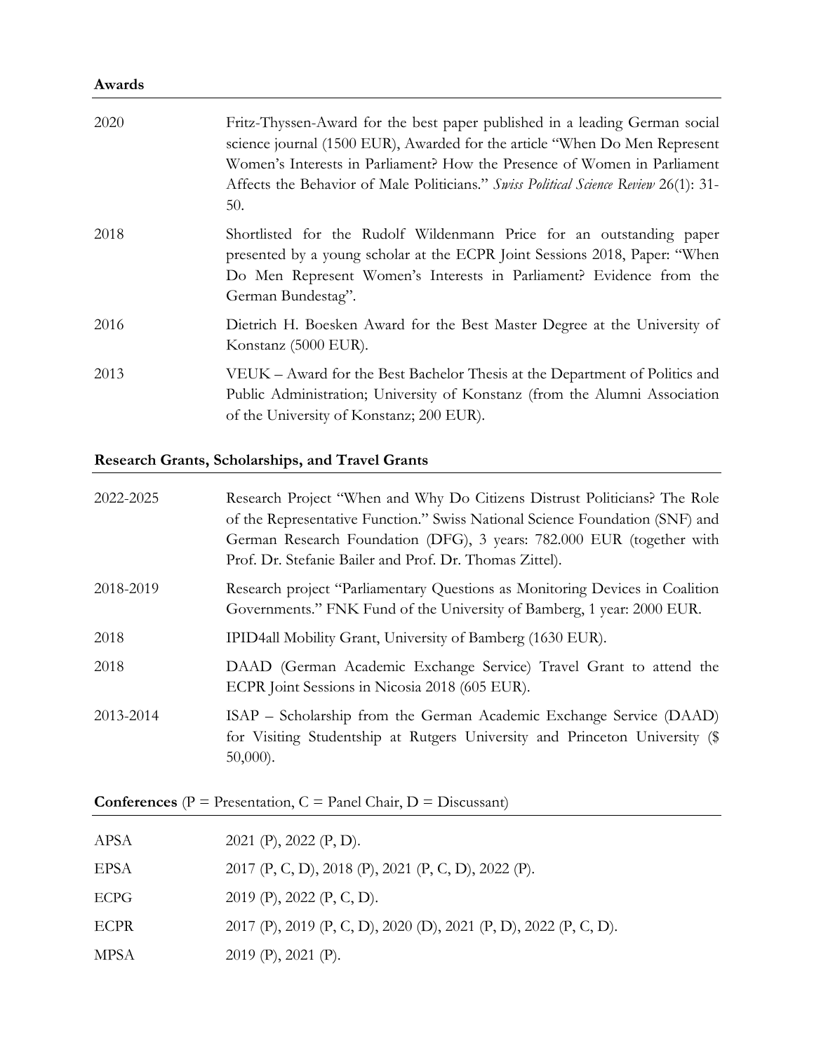**Awards**

| | |
|---|---|
| 2020 | Fritz-Thyssen-Award for the best paper published in a leading German social science journal (1500 EUR), Awarded for the article "When Do Men Represent Women's Interests in Parliament? How the Presence of Women in Parliament Affects the Behavior of Male Politicians." *Swiss Political Science Review* 26(1): 31-50. |
| 2018 | Shortlisted for the Rudolf Wildenmann Price for an outstanding paper presented by a young scholar at the ECPR Joint Sessions 2018, Paper: "When Do Men Represent Women's Interests in Parliament? Evidence from the German Bundestag". |
| 2016 | Dietrich H. Boesken Award for the Best Master Degree at the University of Konstanz (5000 EUR). |
| 2013 | VEUK – Award for the Best Bachelor Thesis at the Department of Politics and Public Administration; University of Konstanz (from the Alumni Association of the University of Konstanz; 200 EUR). |

**Research Grants, Scholarships, and Travel Grants**

| | |
|---|---|
| 2022-2025 | Research Project "When and Why Do Citizens Distrust Politicians? The Role of the Representative Function." Swiss National Science Foundation (SNF) and German Research Foundation (DFG), 3 years: 782.000 EUR (together with Prof. Dr. Stefanie Bailer and Prof. Dr. Thomas Zittel). |
| 2018-2019 | Research project "Parliamentary Questions as Monitoring Devices in Coalition Governments." FNK Fund of the University of Bamberg, 1 year: 2000 EUR. |
| 2018 | IPID4all Mobility Grant, University of Bamberg (1630 EUR). |
| 2018 | DAAD (German Academic Exchange Service) Travel Grant to attend the ECPR Joint Sessions in Nicosia 2018 (605 EUR). |
| 2013-2014 | ISAP – Scholarship from the German Academic Exchange Service (DAAD) for Visiting Studentship at Rutgers University and Princeton University ($ 50,000). |

**Conferences** (P = Presentation, C = Panel Chair, D = Discussant)

| | |
|---|---|
| APSA | 2021 (P), 2022 (P, D). |
| EPSA | 2017 (P, C, D), 2018 (P), 2021 (P, C, D), 2022 (P). |
| ECPG | 2019 (P), 2022 (P, C, D). |
| ECPR | 2017 (P), 2019 (P, C, D), 2020 (D), 2021 (P, D), 2022 (P, C, D). |
| MPSA | 2019 (P), 2021 (P). |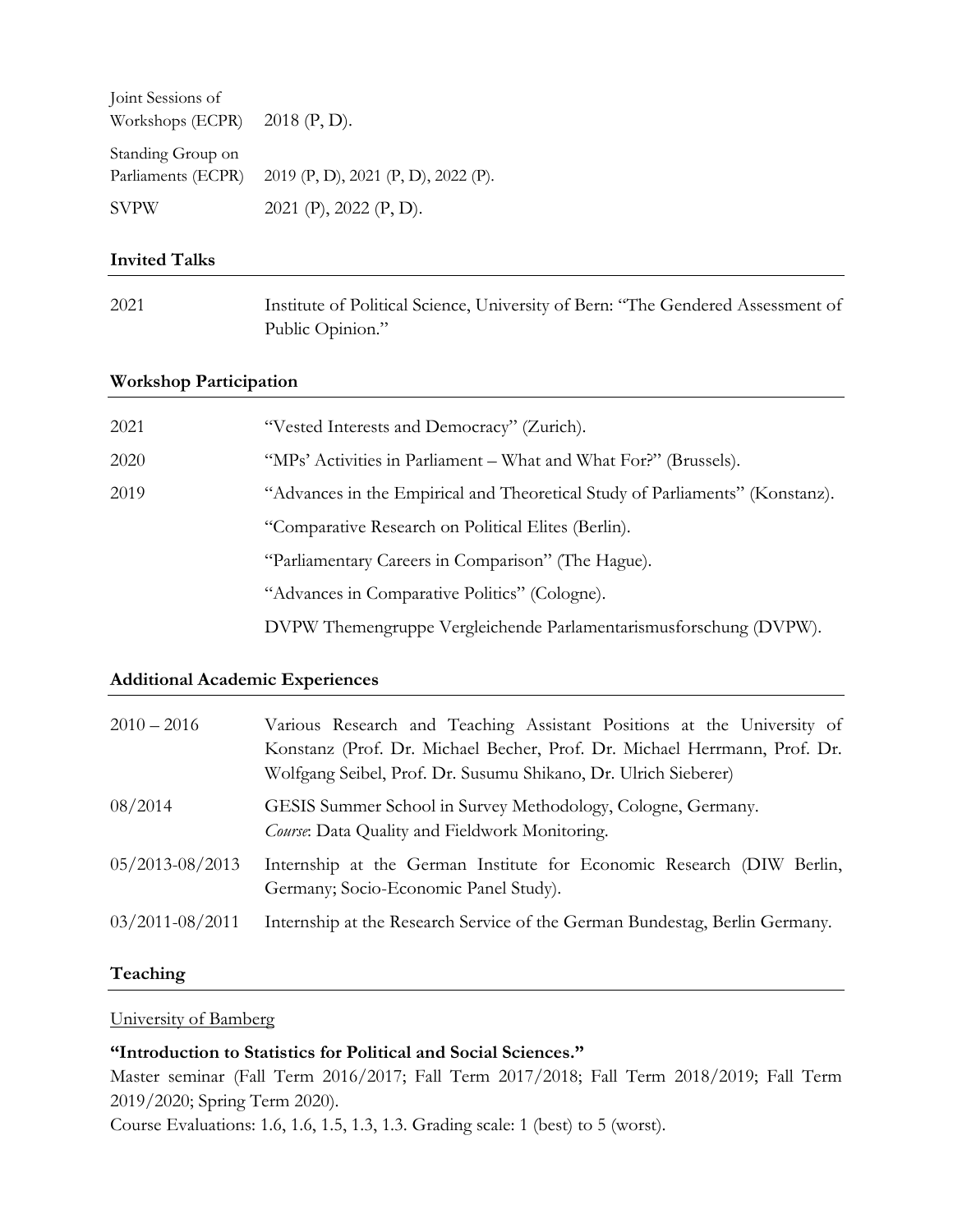| | |
|---|---|
| Joint Sessions of Workshops (ECPR) | 2018 (P, D). |
| Standing Group on Parliaments (ECPR) | 2019 (P, D), 2021 (P, D), 2022 (P). |
| SVPW | 2021 (P), 2022 (P, D). |

## Invited Talks

| | |
|---|---|
| 2021 | Institute of Political Science, University of Bern: "The Gendered Assessment of Public Opinion." |

## Workshop Participation

| | |
|---|---|
| 2021 | "Vested Interests and Democracy" (Zurich). |
| 2020 | "MPs' Activities in Parliament – What and What For?" (Brussels). |
| 2019 | "Advances in the Empirical and Theoretical Study of Parliaments" (Konstanz). |
| | "Comparative Research on Political Elites (Berlin). |
| | "Parliamentary Careers in Comparison" (The Hague). |
| | "Advances in Comparative Politics" (Cologne). |
| | DVPW Themengruppe Vergleichende Parlamentarismusforschung (DVPW). |

## Additional Academic Experiences

| | |
|---|---|
| 2010 – 2016 | Various Research and Teaching Assistant Positions at the University of Konstanz (Prof. Dr. Michael Becher, Prof. Dr. Michael Herrmann, Prof. Dr. Wolfgang Seibel, Prof. Dr. Susumu Shikano, Dr. Ulrich Sieberer) |
| 08/2014 | GESIS Summer School in Survey Methodology, Cologne, Germany. *Course*: Data Quality and Fieldwork Monitoring. |
| 05/2013-08/2013 | Internship at the German Institute for Economic Research (DIW Berlin, Germany; Socio-Economic Panel Study). |
| 03/2011-08/2011 | Internship at the Research Service of the German Bundestag, Berlin Germany. |

## Teaching

University of Bamberg

**"Introduction to Statistics for Political and Social Sciences."**
Master seminar (Fall Term 2016/2017; Fall Term 2017/2018; Fall Term 2018/2019; Fall Term 2019/2020; Spring Term 2020).
Course Evaluations: 1.6, 1.6, 1.5, 1.3, 1.3. Grading scale: 1 (best) to 5 (worst).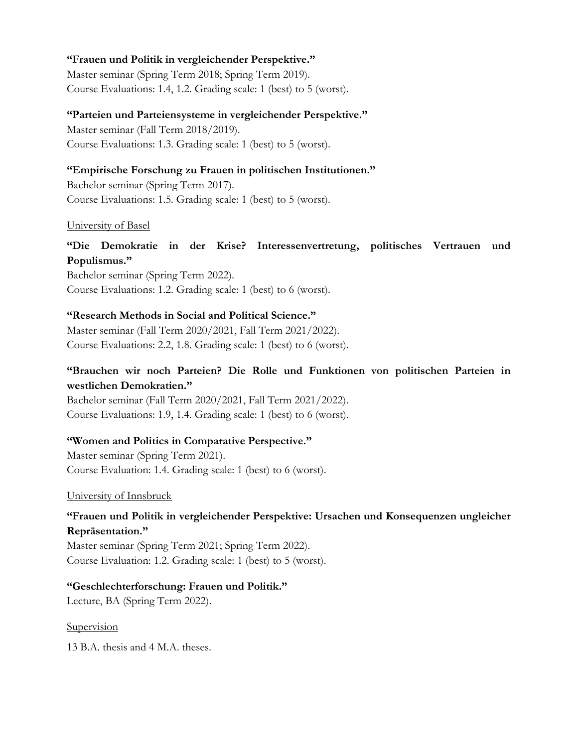**“Frauen und Politik in vergleichender Perspektive.”**
Master seminar (Spring Term 2018; Spring Term 2019).
Course Evaluations: 1.4, 1.2. Grading scale: 1 (best) to 5 (worst).

**“Parteien und Parteiensysteme in vergleichender Perspektive.”**
Master seminar (Fall Term 2018/2019).
Course Evaluations: 1.3. Grading scale: 1 (best) to 5 (worst).

**“Empirische Forschung zu Frauen in politischen Institutionen.”**
Bachelor seminar (Spring Term 2017).
Course Evaluations: 1.5. Grading scale: 1 (best) to 5 (worst).

University of Basel

**“Die Demokratie in der Krise? Interessenvertretung, politisches Vertrauen und Populismus.”**
Bachelor seminar (Spring Term 2022).
Course Evaluations: 1.2. Grading scale: 1 (best) to 6 (worst).

**“Research Methods in Social and Political Science.”**
Master seminar (Fall Term 2020/2021, Fall Term 2021/2022).
Course Evaluations: 2.2, 1.8. Grading scale: 1 (best) to 6 (worst).

**“Brauchen wir noch Parteien? Die Rolle und Funktionen von politischen Parteien in westlichen Demokratien.”**
Bachelor seminar (Fall Term 2020/2021, Fall Term 2021/2022).
Course Evaluations: 1.9, 1.4. Grading scale: 1 (best) to 6 (worst).

**“Women and Politics in Comparative Perspective.”**
Master seminar (Spring Term 2021).
Course Evaluation: 1.4. Grading scale: 1 (best) to 6 (worst).

University of Innsbruck

**“Frauen und Politik in vergleichender Perspektive: Ursachen und Konsequenzen ungleicher Repräsentation.”**
Master seminar (Spring Term 2021; Spring Term 2022).
Course Evaluation: 1.2. Grading scale: 1 (best) to 5 (worst).

**“Geschlechterforschung: Frauen und Politik.”**
Lecture, BA (Spring Term 2022).

Supervision

13 B.A. thesis and 4 M.A. theses.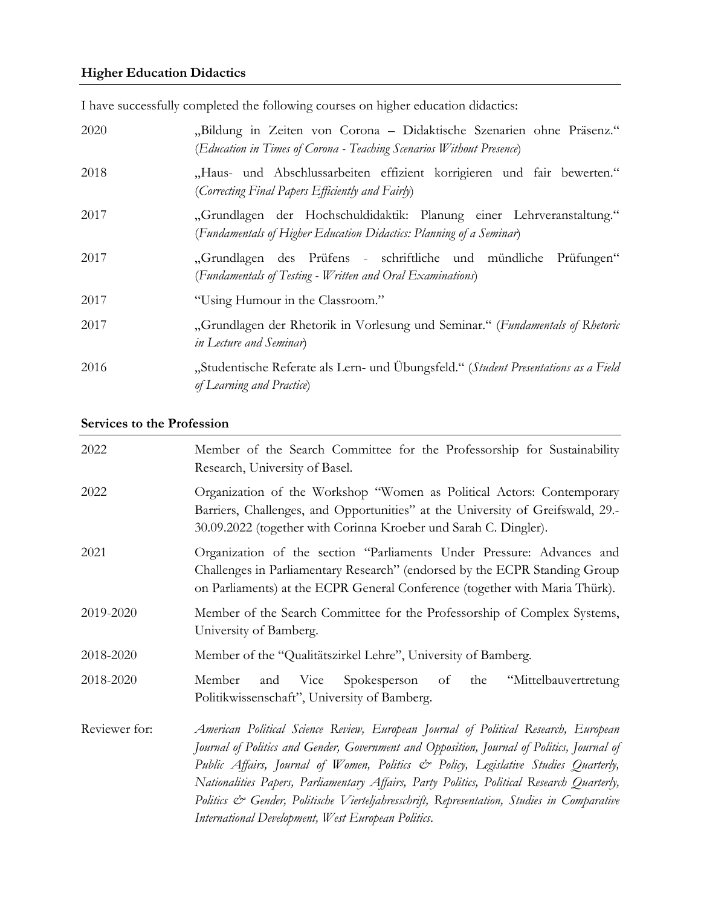## Higher Education Didactics

I have successfully completed the following courses on higher education didactics:

| | |
|---|---|
| 2020 | „Bildung in Zeiten von Corona – Didaktische Szenarien ohne Präsenz." (*Education in Times of Corona - Teaching Scenarios Without Presence*) |
| 2018 | „Haus- und Abschlussarbeiten effizient korrigieren und fair bewerten." (*Correcting Final Papers Efficiently and Fairly*) |
| 2017 | „Grundlagen der Hochschuldidaktik: Planung einer Lehrveranstaltung." (*Fundamentals of Higher Education Didactics: Planning of a Seminar*) |
| 2017 | „Grundlagen des Prüfens - schriftliche und mündliche Prüfungen" (*Fundamentals of Testing - Written and Oral Examinations*) |
| 2017 | "Using Humour in the Classroom." |
| 2017 | „Grundlagen der Rhetorik in Vorlesung und Seminar." (*Fundamentals of Rhetoric in Lecture and Seminar*) |
| 2016 | „Studentische Referate als Lern- und Übungsfeld." (*Student Presentations as a Field of Learning and Practice*) |

## Services to the Profession

| | |
|---|---|
| 2022 | Member of the Search Committee for the Professorship for Sustainability Research, University of Basel. |
| 2022 | Organization of the Workshop "Women as Political Actors: Contemporary Barriers, Challenges, and Opportunities" at the University of Greifswald, 29.-30.09.2022 (together with Corinna Kroeber und Sarah C. Dingler). |
| 2021 | Organization of the section "Parliaments Under Pressure: Advances and Challenges in Parliamentary Research" (endorsed by the ECPR Standing Group on Parliaments) at the ECPR General Conference (together with Maria Thürk). |
| 2019-2020 | Member of the Search Committee for the Professorship of Complex Systems, University of Bamberg. |
| 2018-2020 | Member of the "Qualitätszirkel Lehre", University of Bamberg. |
| 2018-2020 | Member and Vice Spokesperson of the "Mittelbauvertretung Politikwissenschaft", University of Bamberg. |
| Reviewer for: | *American Political Science Review, European Journal of Political Research, European Journal of Politics and Gender, Government and Opposition, Journal of Politics, Journal of Public Affairs, Journal of Women, Politics & Policy, Legislative Studies Quarterly, Nationalities Papers, Parliamentary Affairs, Party Politics, Political Research Quarterly, Politics & Gender, Politische Vierteljahresschrift, Representation, Studies in Comparative International Development, West European Politics.* |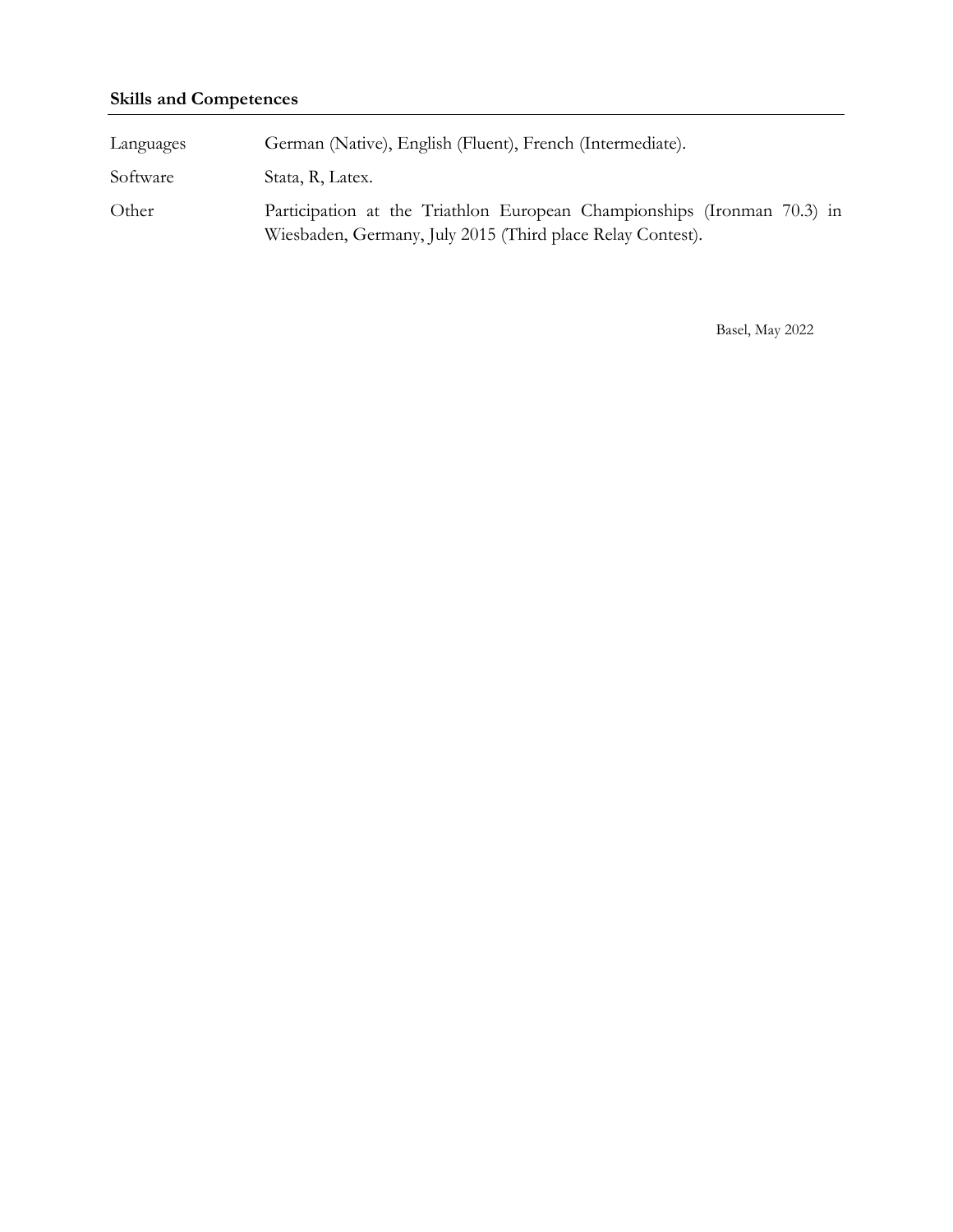## Skills and Competences

| | |
|---|---|
| Languages | German (Native), English (Fluent), French (Intermediate). |
| Software | Stata, R, Latex. |
| Other | Participation at the Triathlon European Championships (Ironman 70.3) in Wiesbaden, Germany, July 2015 (Third place Relay Contest). |

Basel, May 2022